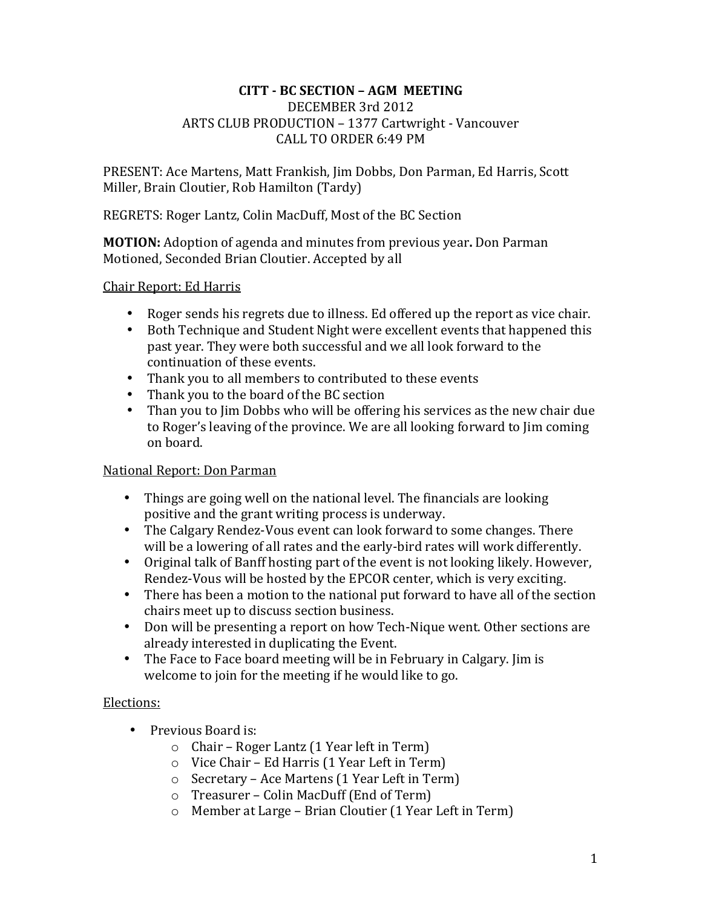**CITT - BC SECTION – AGM MEETING**
DECEMBER 3rd 2012
ARTS CLUB PRODUCTION – 1377 Cartwright - Vancouver
CALL TO ORDER 6:49 PM

PRESENT: Ace Martens, Matt Frankish, Jim Dobbs, Don Parman, Ed Harris, Scott Miller, Brain Cloutier, Rob Hamilton (Tardy)

REGRETS: Roger Lantz, Colin MacDuff, Most of the BC Section

**MOTION:** Adoption of agenda and minutes from previous year**.** Don Parman Motioned, Seconded Brian Cloutier. Accepted by all

<u>Chair Report: Ed Harris</u>

- Roger sends his regrets due to illness. Ed offered up the report as vice chair.
- Both Technique and Student Night were excellent events that happened this past year. They were both successful and we all look forward to the continuation of these events.
- Thank you to all members to contributed to these events
- Thank you to the board of the BC section
- Than you to Jim Dobbs who will be offering his services as the new chair due to Roger's leaving of the province. We are all looking forward to Jim coming on board.

<u>National Report: Don Parman</u>

- Things are going well on the national level. The financials are looking positive and the grant writing process is underway.
- The Calgary Rendez-Vous event can look forward to some changes. There will be a lowering of all rates and the early-bird rates will work differently.
- Original talk of Banff hosting part of the event is not looking likely. However, Rendez-Vous will be hosted by the EPCOR center, which is very exciting.
- There has been a motion to the national put forward to have all of the section chairs meet up to discuss section business.
- Don will be presenting a report on how Tech-Nique went. Other sections are already interested in duplicating the Event.
- The Face to Face board meeting will be in February in Calgary. Jim is welcome to join for the meeting if he would like to go.

<u>Elections:</u>

- Previous Board is:
  - Chair – Roger Lantz (1 Year left in Term)
  - Vice Chair – Ed Harris (1 Year Left in Term)
  - Secretary – Ace Martens (1 Year Left in Term)
  - Treasurer – Colin MacDuff (End of Term)
  - Member at Large – Brian Cloutier (1 Year Left in Term)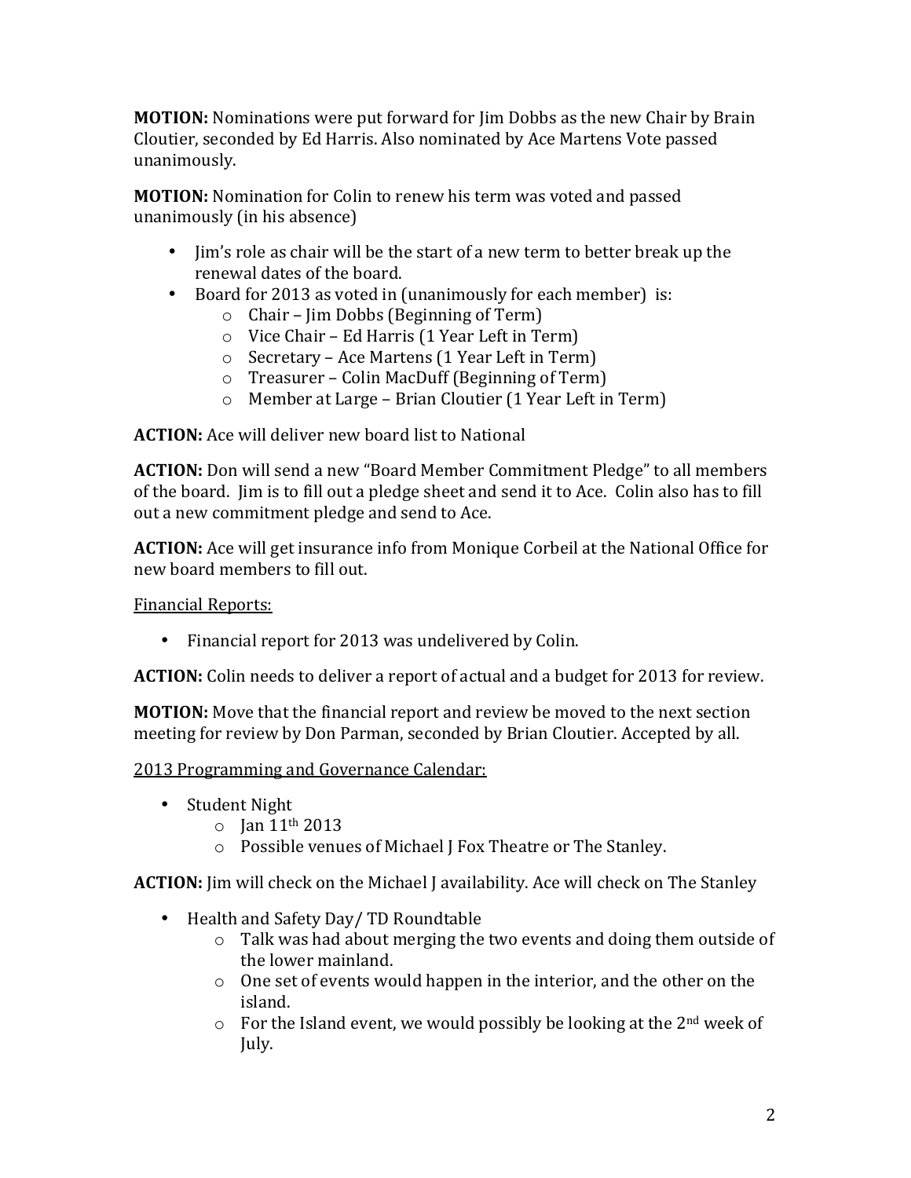**MOTION:** Nominations were put forward for Jim Dobbs as the new Chair by Brain Cloutier, seconded by Ed Harris. Also nominated by Ace Martens Vote passed unanimously.

**MOTION:** Nomination for Colin to renew his term was voted and passed unanimously (in his absence)

- Jim's role as chair will be the start of a new term to better break up the renewal dates of the board.
- Board for 2013 as voted in (unanimously for each member) is:
  - Chair – Jim Dobbs (Beginning of Term)
  - Vice Chair – Ed Harris (1 Year Left in Term)
  - Secretary – Ace Martens (1 Year Left in Term)
  - Treasurer – Colin MacDuff (Beginning of Term)
  - Member at Large – Brian Cloutier (1 Year Left in Term)

**ACTION:** Ace will deliver new board list to National

**ACTION:** Don will send a new "Board Member Commitment Pledge" to all members of the board. Jim is to fill out a pledge sheet and send it to Ace. Colin also has to fill out a new commitment pledge and send to Ace.

**ACTION:** Ace will get insurance info from Monique Corbeil at the National Office for new board members to fill out.

<u>Financial Reports:</u>

- Financial report for 2013 was undelivered by Colin.

**ACTION:** Colin needs to deliver a report of actual and a budget for 2013 for review.

**MOTION:** Move that the financial report and review be moved to the next section meeting for review by Don Parman, seconded by Brian Cloutier. Accepted by all.

<u>2013 Programming and Governance Calendar:</u>

- Student Night
  - Jan 11th 2013
  - Possible venues of Michael J Fox Theatre or The Stanley.

**ACTION:** Jim will check on the Michael J availability. Ace will check on The Stanley

- Health and Safety Day/ TD Roundtable
  - Talk was had about merging the two events and doing them outside of the lower mainland.
  - One set of events would happen in the interior, and the other on the island.
  - For the Island event, we would possibly be looking at the 2nd week of July.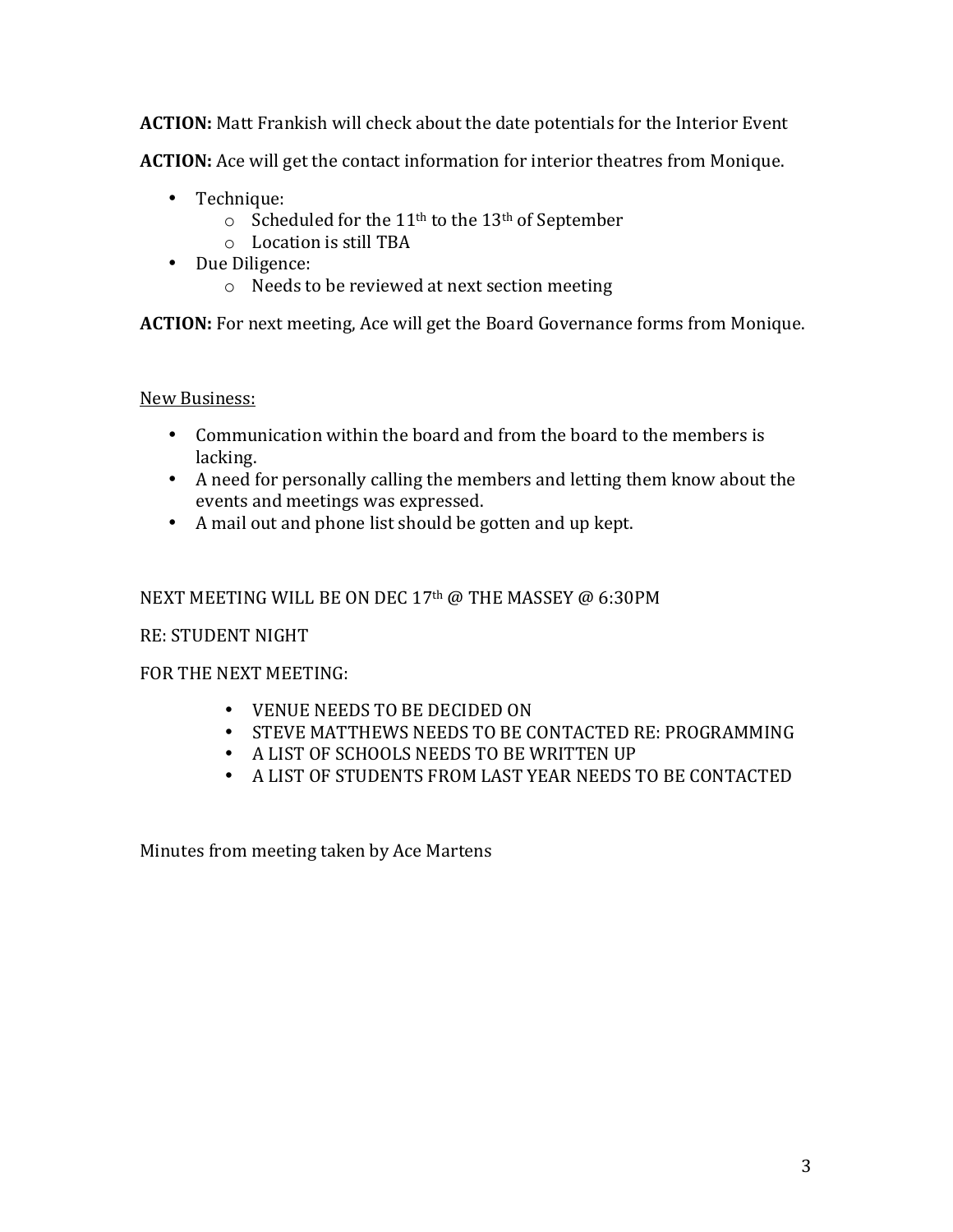**ACTION:** Matt Frankish will check about the date potentials for the Interior Event

**ACTION:** Ace will get the contact information for interior theatres from Monique.

- Technique:
  - Scheduled for the 11th to the 13th of September
  - Location is still TBA
- Due Diligence:
  - Needs to be reviewed at next section meeting

**ACTION:** For next meeting, Ace will get the Board Governance forms from Monique.

New Business:

- Communication within the board and from the board to the members is lacking.
- A need for personally calling the members and letting them know about the events and meetings was expressed.
- A mail out and phone list should be gotten and up kept.

NEXT MEETING WILL BE ON DEC 17th @ THE MASSEY @ 6:30PM

RE: STUDENT NIGHT

FOR THE NEXT MEETING:

- VENUE NEEDS TO BE DECIDED ON
- STEVE MATTHEWS NEEDS TO BE CONTACTED RE: PROGRAMMING
- A LIST OF SCHOOLS NEEDS TO BE WRITTEN UP
- A LIST OF STUDENTS FROM LAST YEAR NEEDS TO BE CONTACTED

Minutes from meeting taken by Ace Martens